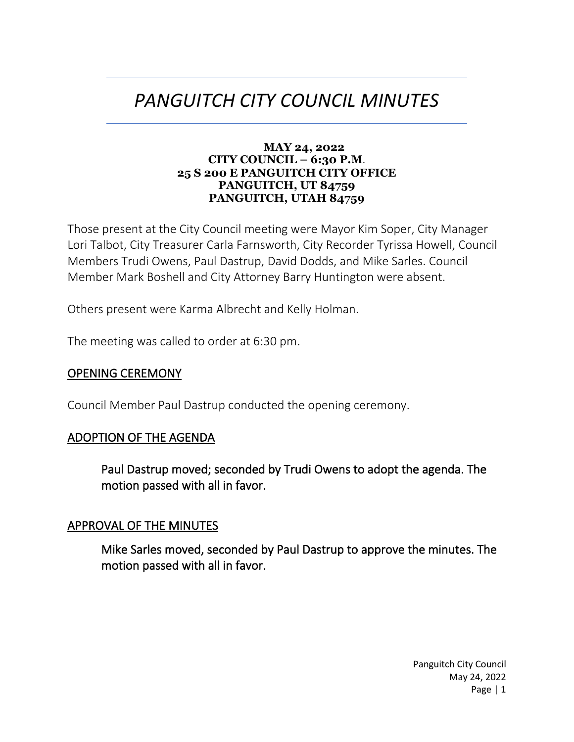# *PANGUITCH CITY COUNCIL MINUTES*

**MAY 24, 2022**
**CITY COUNCIL – 6:30 P.M.**
**25 S 200 E PANGUITCH CITY OFFICE**
**PANGUITCH, UT 84759**
**PANGUITCH, UTAH 84759**

Those present at the City Council meeting were Mayor Kim Soper, City Manager Lori Talbot, City Treasurer Carla Farnsworth, City Recorder Tyrissa Howell, Council Members Trudi Owens, Paul Dastrup, David Dodds, and Mike Sarles. Council Member Mark Boshell and City Attorney Barry Huntington were absent.

Others present were Karma Albrecht and Kelly Holman.

The meeting was called to order at 6:30 pm.

## OPENING CEREMONY

Council Member Paul Dastrup conducted the opening ceremony.

## ADOPTION OF THE AGENDA

> Paul Dastrup moved; seconded by Trudi Owens to adopt the agenda. The motion passed with all in favor.

## APPROVAL OF THE MINUTES

> Mike Sarles moved, seconded by Paul Dastrup to approve the minutes. The motion passed with all in favor.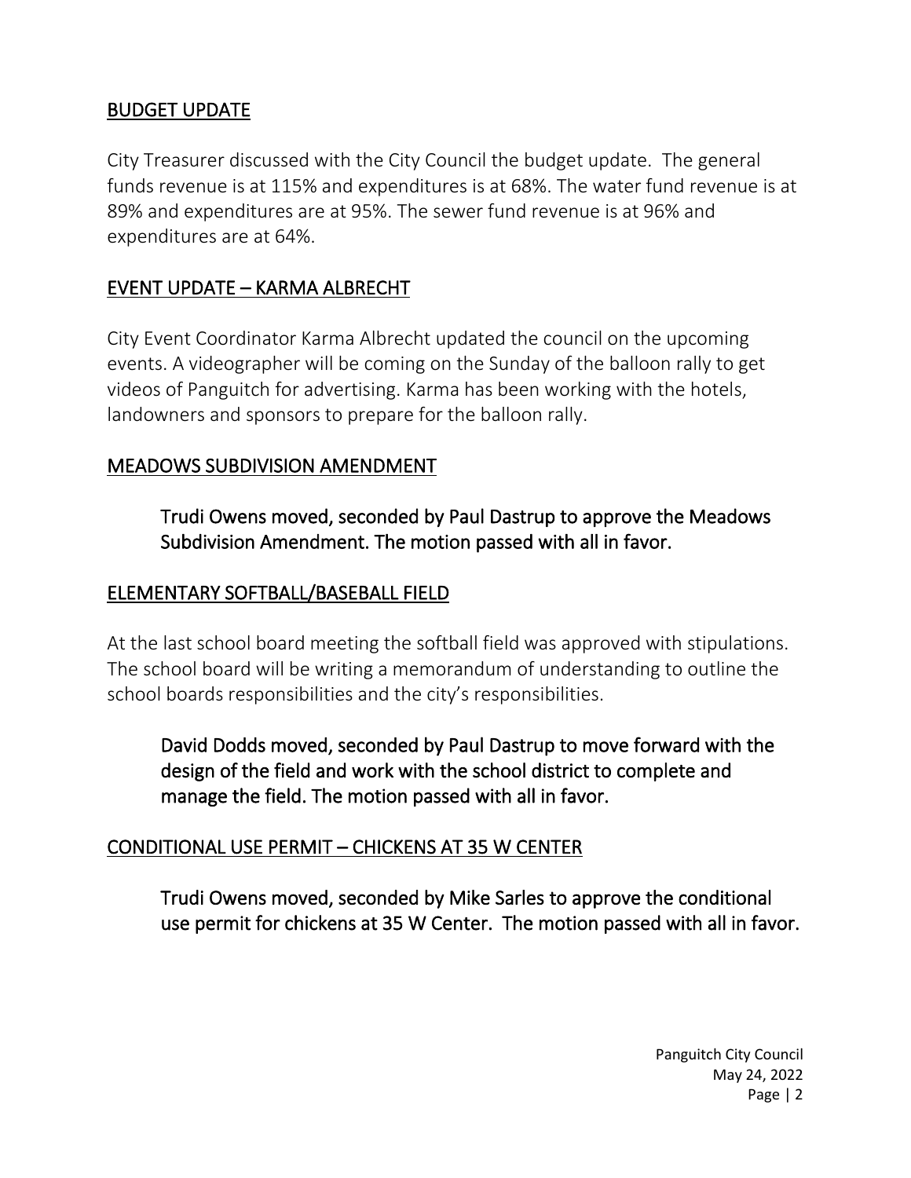## BUDGET UPDATE

City Treasurer discussed with the City Council the budget update. The general funds revenue is at 115% and expenditures is at 68%. The water fund revenue is at 89% and expenditures are at 95%. The sewer fund revenue is at 96% and expenditures are at 64%.

## EVENT UPDATE – KARMA ALBRECHT

City Event Coordinator Karma Albrecht updated the council on the upcoming events. A videographer will be coming on the Sunday of the balloon rally to get videos of Panguitch for advertising. Karma has been working with the hotels, landowners and sponsors to prepare for the balloon rally.

## MEADOWS SUBDIVISION AMENDMENT

> Trudi Owens moved, seconded by Paul Dastrup to approve the Meadows Subdivision Amendment. The motion passed with all in favor.

## ELEMENTARY SOFTBALL/BASEBALL FIELD

At the last school board meeting the softball field was approved with stipulations. The school board will be writing a memorandum of understanding to outline the school boards responsibilities and the city's responsibilities.

> David Dodds moved, seconded by Paul Dastrup to move forward with the design of the field and work with the school district to complete and manage the field. The motion passed with all in favor.

## CONDITIONAL USE PERMIT – CHICKENS AT 35 W CENTER

> Trudi Owens moved, seconded by Mike Sarles to approve the conditional use permit for chickens at 35 W Center. The motion passed with all in favor.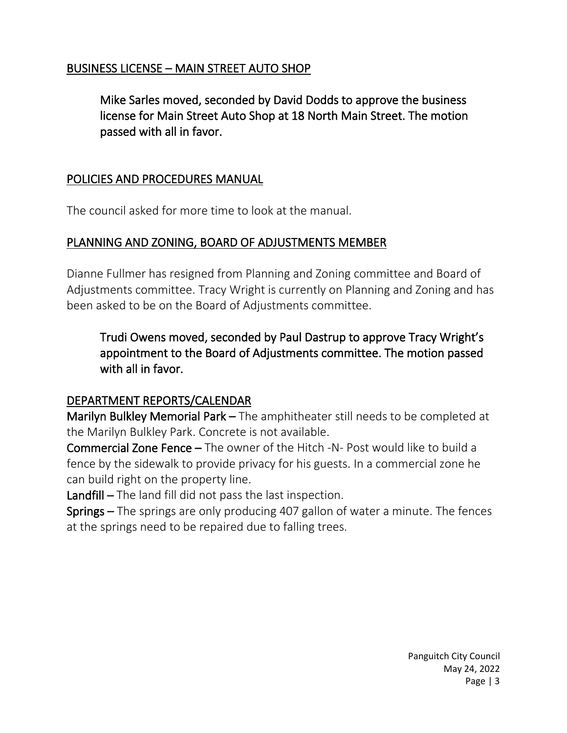## BUSINESS LICENSE – MAIN STREET AUTO SHOP

**Mike Sarles moved, seconded by David Dodds to approve the business license for Main Street Auto Shop at 18 North Main Street. The motion passed with all in favor.**

## POLICIES AND PROCEDURES MANUAL

The council asked for more time to look at the manual.

## PLANNING AND ZONING, BOARD OF ADJUSTMENTS MEMBER

Dianne Fullmer has resigned from Planning and Zoning committee and Board of Adjustments committee. Tracy Wright is currently on Planning and Zoning and has been asked to be on the Board of Adjustments committee.

**Trudi Owens moved, seconded by Paul Dastrup to approve Tracy Wright's appointment to the Board of Adjustments committee. The motion passed with all in favor.**

## DEPARTMENT REPORTS/CALENDAR

**Marilyn Bulkley Memorial Park –** The amphitheater still needs to be completed at the Marilyn Bulkley Park. Concrete is not available.

**Commercial Zone Fence –** The owner of the Hitch -N- Post would like to build a fence by the sidewalk to provide privacy for his guests. In a commercial zone he can build right on the property line.

**Landfill –** The land fill did not pass the last inspection.

**Springs –** The springs are only producing 407 gallon of water a minute. The fences at the springs need to be repaired due to falling trees.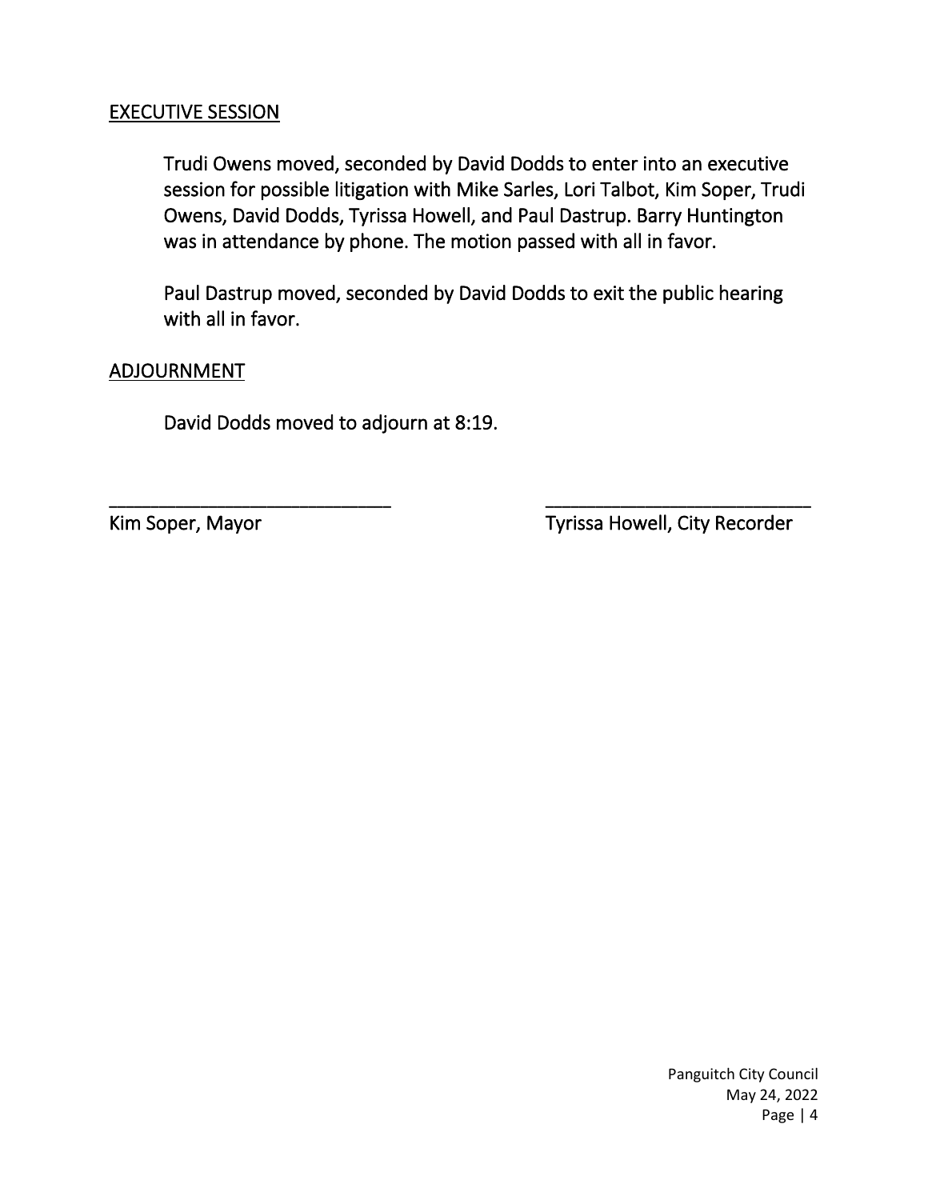EXECUTIVE SESSION

Trudi Owens moved, seconded by David Dodds to enter into an executive session for possible litigation with Mike Sarles, Lori Talbot, Kim Soper, Trudi Owens, David Dodds, Tyrissa Howell, and Paul Dastrup. Barry Huntington was in attendance by phone. The motion passed with all in favor.

Paul Dastrup moved, seconded by David Dodds to exit the public hearing with all in favor.

ADJOURNMENT

David Dodds moved to adjourn at 8:19.

\_\_\_\_\_\_\_\_\_\_\_\_\_\_\_\_\_\_\_\_\_\_\_\_\_\_\_\_ \_\_\_\_\_\_\_\_\_\_\_\_\_\_\_\_\_\_\_\_\_\_\_\_\_\_\_\_

Kim Soper, Mayor Tyrissa Howell, City Recorder